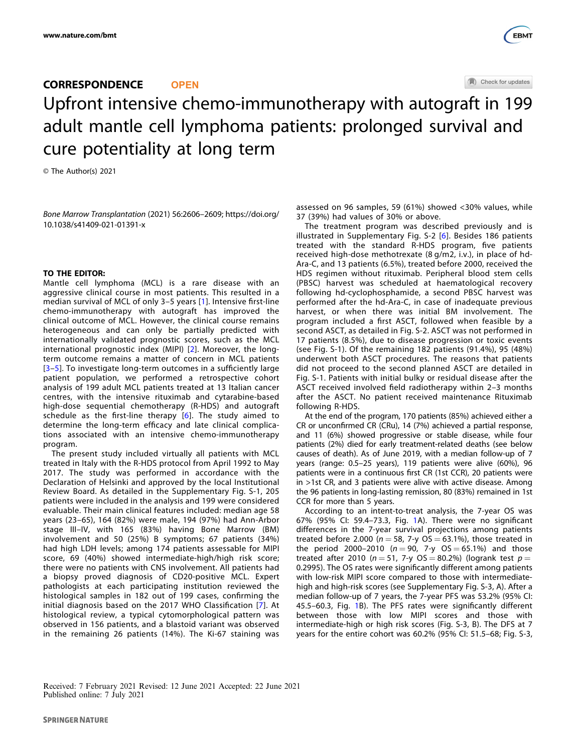**CORRESPONDENCE** **OPEN**

# Upfront intensive chemo-immunotherapy with autograft in 199 adult mantle cell lymphoma patients: prolonged survival and cure potentiality at long term

© The Author(s) 2021

*Bone Marrow Transplantation* (2021) 56:2606–2609; https://doi.org/10.1038/s41409-021-01391-x

**TO THE EDITOR:**

Mantle cell lymphoma (MCL) is a rare disease with an aggressive clinical course in most patients. This resulted in a median survival of MCL of only 3–5 years [1]. Intensive first-line chemo-immunotherapy with autograft has improved the clinical outcome of MCL. However, the clinical course remains heterogeneous and can only be partially predicted with internationally validated prognostic scores, such as the MCL international prognostic index (MIPI) [2]. Moreover, the long-term outcome remains a matter of concern in MCL patients [3–5]. To investigate long-term outcomes in a sufficiently large patient population, we performed a retrospective cohort analysis of 199 adult MCL patients treated at 13 Italian cancer centres, with the intensive rituximab and cytarabine-based high-dose sequential chemotherapy (R-HDS) and autograft schedule as the first-line therapy [6]. The study aimed to determine the long-term efficacy and late clinical complications associated with an intensive chemo-immunotherapy program.

The present study included virtually all patients with MCL treated in Italy with the R-HDS protocol from April 1992 to May 2017. The study was performed in accordance with the Declaration of Helsinki and approved by the local Institutional Review Board. As detailed in the Supplementary Fig. S-1, 205 patients were included in the analysis and 199 were considered evaluable. Their main clinical features included: median age 58 years (23–65), 164 (82%) were male, 194 (97%) had Ann-Arbor stage III–IV, with 165 (83%) having Bone Marrow (BM) involvement and 50 (25%) B symptoms; 67 patients (34%) had high LDH levels; among 174 patients assessable for MIPI score, 69 (40%) showed intermediate-high/high risk score; there were no patients with CNS involvement. All patients had a biopsy proved diagnosis of CD20-positive MCL. Expert pathologists at each participating institution reviewed the histological samples in 182 out of 199 cases, confirming the initial diagnosis based on the 2017 WHO Classification [7]. At histological review, a typical cytomorphological pattern was observed in 156 patients, and a blastoid variant was observed in the remaining 26 patients (14%). The Ki-67 staining was assessed on 96 samples, 59 (61%) showed <30% values, while 37 (39%) had values of 30% or above.

The treatment program was described previously and is illustrated in Supplementary Fig. S-2 [6]. Besides 186 patients treated with the standard R-HDS program, five patients received high-dose methotrexate (8 g/m2, i.v.), in place of hd-Ara-C, and 13 patients (6.5%), treated before 2000, received the HDS regimen without rituximab. Peripheral blood stem cells (PBSC) harvest was scheduled at haematological recovery following hd-cyclophosphamide, a second PBSC harvest was performed after the hd-Ara-C, in case of inadequate previous harvest, or when there was initial BM involvement. The program included a first ASCT, followed when feasible by a second ASCT, as detailed in Fig. S-2. ASCT was not performed in 17 patients (8.5%), due to disease progression or toxic events (see Fig. S-1). Of the remaining 182 patients (91.4%), 95 (48%) underwent both ASCT procedures. The reasons that patients did not proceed to the second planned ASCT are detailed in Fig. S-1. Patients with initial bulky or residual disease after the ASCT received involved field radiotherapy within 2–3 months after the ASCT. No patient received maintenance Rituximab following R-HDS.

At the end of the program, 170 patients (85%) achieved either a CR or unconfirmed CR (CRu), 14 (7%) achieved a partial response, and 11 (6%) showed progressive or stable disease, while four patients (2%) died for early treatment-related deaths (see below causes of death). As of June 2019, with a median follow-up of 7 years (range: 0.5–25 years), 119 patients were alive (60%), 96 patients were in a continuous first CR (1st CCR), 20 patients were in >1st CR, and 3 patients were alive with active disease. Among the 96 patients in long-lasting remission, 80 (83%) remained in 1st CCR for more than 5 years.

According to an intent-to-treat analysis, the 7-year OS was 67% (95% CI: 59.4–73.3, Fig. 1A). There were no significant differences in the 7-year survival projections among patients treated before 2.000 ($n = 58$, 7-y OS = 63.1%), those treated in the period 2000–2010 ($n = 90$, 7-y OS = 65.1%) and those treated after 2010 ($n = 51$, 7-y OS = 80.2%) (logrank test $p = 0.2995$). The OS rates were significantly different among patients with low-risk MIPI score compared to those with intermediate-high and high-risk scores (see Supplementary Fig. S-3, A). After a median follow-up of 7 years, the 7-year PFS was 53.2% (95% CI: 45.5–60.3, Fig. 1B). The PFS rates were significantly different between those with low MIPI scores and those with intermediate-high or high risk scores (Fig. S-3, B). The DFS at 7 years for the entire cohort was 60.2% (95% CI: 51.5–68; Fig. S-3,

Received: 7 February 2021 Revised: 12 June 2021 Accepted: 22 June 2021
Published online: 7 July 2021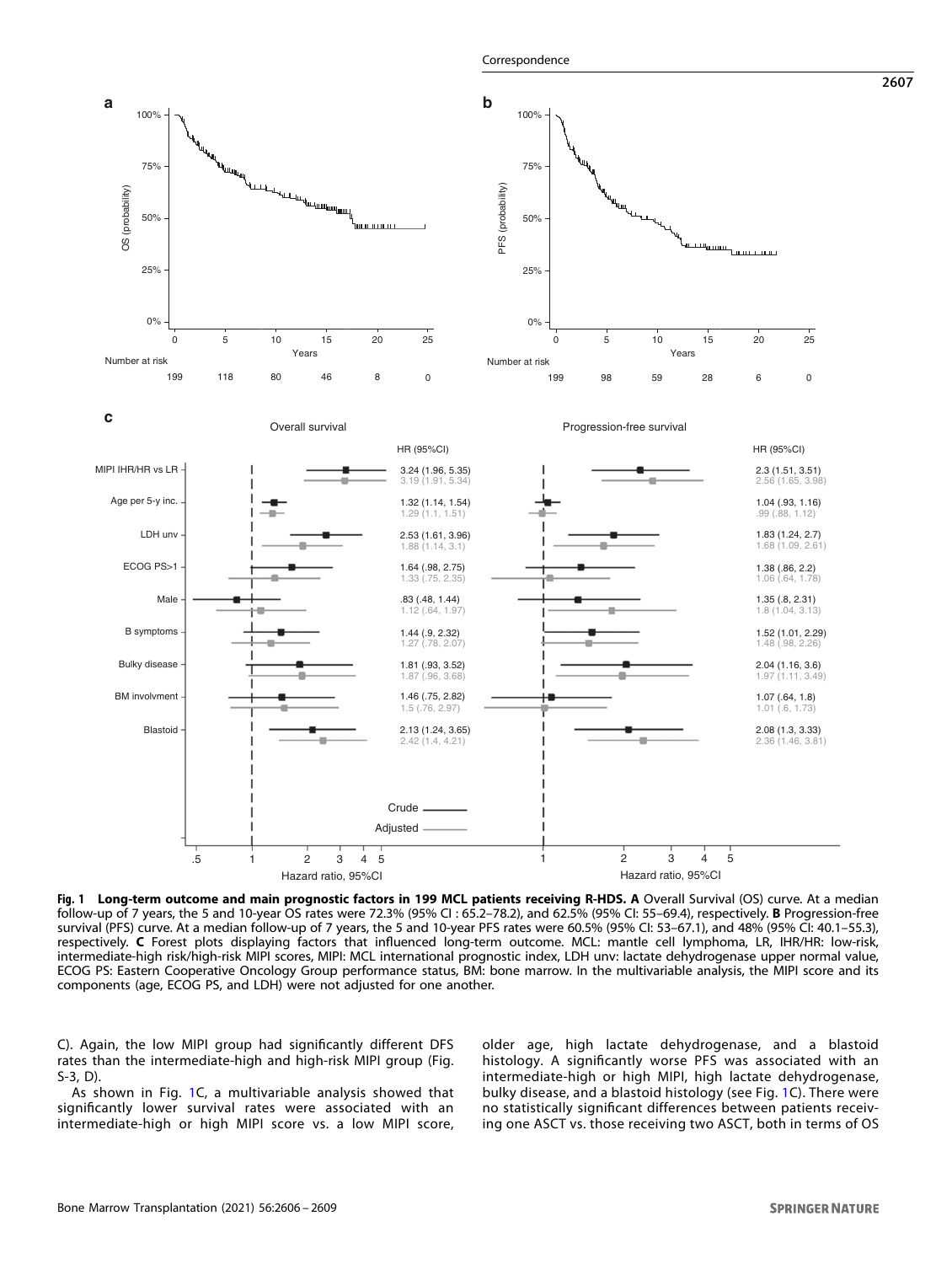**Fig. 1 Long-term outcome and main prognostic factors in 199 MCL patients receiving R-HDS. A** Overall Survival (OS) curve. At a median follow-up of 7 years, the 5 and 10-year OS rates were 72.3% (95% CI : 65.2–78.2), and 62.5% (95% CI: 55–69.4), respectively. **B** Progression-free survival (PFS) curve. At a median follow-up of 7 years, the 5 and 10-year PFS rates were 60.5% (95% CI: 53–67.1), and 48% (95% CI: 40.1–55.3), respectively. **C** Forest plots displaying factors that influenced long-term outcome. MCL: mantle cell lymphoma, LR, IHR/HR: low-risk, intermediate-high risk/high-risk MIPI scores, MIPI: MCL international prognostic index, LDH unv: lactate dehydrogenase upper normal value, ECOG PS: Eastern Cooperative Oncology Group performance status, BM: bone marrow. In the multivariable analysis, the MIPI score and its components (age, ECOG PS, and LDH) were not adjusted for one another.

C). Again, the low MIPI group had significantly different DFS rates than the intermediate-high and high-risk MIPI group (Fig. S-3, D).

As shown in Fig. 1C, a multivariable analysis showed that significantly lower survival rates were associated with an intermediate-high or high MIPI score vs. a low MIPI score, older age, high lactate dehydrogenase, and a blastoid histology. A significantly worse PFS was associated with an intermediate-high or high MIPI, high lactate dehydrogenase, bulky disease, and a blastoid histology (see Fig. 1C). There were no statistically significant differences between patients receiving one ASCT vs. those receiving two ASCT, both in terms of OS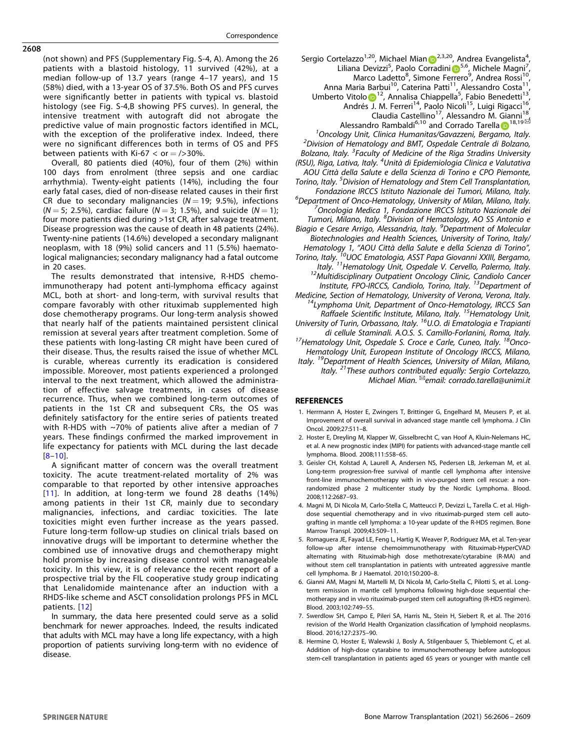(not shown) and PFS (Supplementary Fig. S-4, A). Among the 26 patients with a blastoid histology, 11 survived (42%), at a median follow-up of 13.7 years (range 4–17 years), and 15 (58%) died, with a 13-year OS of 37.5%. Both OS and PFS curves were significantly better in patients with typical vs. blastoid histology (see Fig. S-4,B showing PFS curves). In general, the intensive treatment with autograft did not abrogate the predictive value of main prognostic factors identified in MCL, with the exception of the proliferative index. Indeed, there were no significant differences both in terms of OS and PFS between patients with Ki-67 < or = />30%.

Overall, 80 patients died (40%), four of them (2%) within 100 days from enrolment (three sepsis and one cardiac arrhythmia). Twenty-eight patients (14%), including the four early fatal cases, died of non-disease related causes in their first CR due to secondary malignancies ($N = 19$; 9.5%), infections ($N = 5$; 2.5%), cardiac failure ($N = 3$; 1.5%), and suicide ($N = 1$); four more patients died during >1st CR, after salvage treatment. Disease progression was the cause of death in 48 patients (24%). Twenty-nine patients (14.6%) developed a secondary malignant neoplasm, with 18 (9%) solid cancers and 11 (5.5%) haematological malignancies; secondary malignancy had a fatal outcome in 20 cases.

The results demonstrated that intensive, R-HDS chemoimmunotherapy had potent anti-lymphoma efficacy against MCL, both at short- and long-term, with survival results that compare favorably with other rituximab supplemented high dose chemotherapy programs. Our long-term analysis showed that nearly half of the patients maintained persistent clinical remission at several years after treatment completion. Some of these patients with long-lasting CR might have been cured of their disease. Thus, the results raised the issue of whether MCL is curable, whereas currently its eradication is considered impossible. Moreover, most patients experienced a prolonged interval to the next treatment, which allowed the administration of effective salvage treatments, in cases of disease recurrence. Thus, when we combined long-term outcomes of patients in the 1st CR and subsequent CRs, the OS was definitely satisfactory for the entire series of patients treated with R-HDS with ~70% of patients alive after a median of 7 years. These findings confirmed the marked improvement in life expectancy for patients with MCL during the last decade [8–10].

A significant matter of concern was the overall treatment toxicity. The acute treatment-related mortality of 2% was comparable to that reported by other intensive approaches [11]. In addition, at long-term we found 28 deaths (14%) among patients in their 1st CR, mainly due to secondary malignancies, infections, and cardiac toxicities. The late toxicities might even further increase as the years passed. Future long-term follow-up studies on clinical trials based on innovative drugs will be important to determine whether the combined use of innovative drugs and chemotherapy might hold promise by increasing disease control with manageable toxicity. In this view, it is of relevance the recent report of a prospective trial by the FIL cooperative study group indicating that Lenalidomide maintenance after an induction with a RHDS-like scheme and ASCT consolidation prolongs PFS in MCL patients. [12]

In summary, the data here presented could serve as a solid benchmark for newer approaches. Indeed, the results indicated that adults with MCL may have a long life expectancy, with a high proportion of patients surviving long-term with no evidence of disease.

Sergio Cortelazzo[1,20], Michael Mian[2,3,20], Andrea Evangelista[4], Liliana Devizzi[5], Paolo Corradini[5,6], Michele Magni[7], Marco Ladetto[8], Simone Ferrero[9], Andrea Rossi[10], Anna Maria Barbui[10], Caterina Patti[11], Alessandro Costa[11], Umberto Vitolo[12], Annalisa Chiappella[5], Fabio Benedetti[13], Andrés J. M. Ferreri[14], Paolo Nicoli[15], Luigi Rigacci[16], Claudia Castellino[17], Alessandro M. Gianni[18], Alessandro Rambaldi[6,10] and Corrado Tarella[18,19]✉

[1]Oncology Unit, Clinica Humanitas/Gavazzeni, Bergamo, Italy. [2]Division of Hematology and BMT, Ospedale Centrale di Bolzano, Bolzano, Italy. [3]Faculty of Medicine of the Riga Stradins University (RSU), Riga, Lativa, Italy. [4]Unità di Epidemiologia Clinica e Valutativa AOU Città della Salute e della Scienza di Torino e CPO Piemonte, Torino, Italy. [5]Division of Hematology and Stem Cell Transplantation, Fondazione IRCCS Istituto Nazionale dei Tumori, Milano, Italy. [6]Department of Onco-Hematology, University of Milan, Milano, Italy. [7]Oncologia Medica 1, Fondazione IRCCS Istituto Nazionale dei Tumori, Milano, Italy. [8]Division of Hematology, AO SS Antonio e Biagio e Cesare Arrigo, Alessandria, Italy. [9]Department of Molecular Biotechnologies and Health Sciences, University of Torino, Italy/ Hematology 1, "AOU Città della Salute e della Scienza di Torino", Torino, Italy. [10]UOC Ematologia, ASST Papa Giovanni XXIII, Bergamo, Italy. [11]Hematology Unit, Ospedale V. Cervello, Palermo, Italy. [12]Multidisciplinary Outpatient Oncology Clinic, Candiolo Cancer Institute, FPO-IRCCS, Candiolo, Torino, Italy. [13]Department of Medicine, Section of Hematology, University of Verona, Verona, Italy. [14]Lymphoma Unit, Department of Onco-Hematology, IRCCS San Raffaele Scientific Institute, Milano, Italy. [15]Hematology Unit, University of Turin, Orbassano, Italy. [16]U.O. di Ematologia e Trapianti di cellule Staminali. A.O.S. S. Camillo-Forlanini, Roma, Italy. [17]Hematology Unit, Ospedale S. Croce e Carle, Cuneo, Italy. [18]Onco-Hematology Unit, European Institute of Oncology IRCCS, Milano, Italy. [19]Department of Health Sciences, University of Milan, Milano, Italy. [21]These authors contributed equally: Sergio Cortelazzo, Michael Mian. ✉email: corrado.tarella@unimi.it

## REFERENCES

1. Herrmann A, Hoster E, Zwingers T, Brittinger G, Engelhard M, Meusers P, et al. Improvement of overall survival in advanced stage mantle cell lymphoma. J Clin Oncol. 2009;27:511–8.
2. Hoster E, Dreyling M, Klapper W, Gisselbrecht C, van Hoof A, Kluin-Nelemans HC, et al. A new prognostic index (MIPI) for patients with advanced-stage mantle cell lymphoma. Blood. 2008;111:558–65.
3. Geisler CH, Kolstad A, Laurell A, Andersen NS, Pedersen LB, Jerkeman M, et al. Long-term progression-free survival of mantle cell lymphoma after intensive front-line immunochemotherapy with in vivo-purged stem cell rescue: a nonrandomized phase 2 multicenter study by the Nordic Lymphoma. Blood. 2008;112:2687–93.
4. Magni M, Di Nicola M, Carlo-Stella C, Matteucci P, Devizzi L, Tarella C. et al. High-dose sequential chemotherapy and in vivo rituximab-purged stem cell autografting in mantle cell lymphoma: a 10-year update of the R-HDS regimen. Bone Marrow Transpl. 2009;43:509–11.
5. Romaguera JE, Fayad LE, Feng L, Hartig K, Weaver P, Rodriguez MA, et al. Ten-year follow-up after intense chemoimmunotherapy with Rituximab-HyperCVAD alternating with Rituximab-high dose methotrexate/cytarabine (R-MA) and without stem cell transplantation in patients with untreated aggressive mantle cell lymphoma. Br J Haematol. 2010;150:200–8.
6. Gianni AM, Magni M, Martelli M, Di Nicola M, Carlo-Stella C, Pilotti S, et al. Long-term remission in mantle cell lymphoma following high-dose sequential chemotherapy and in vivo rituximab-purged stem cell autografting (R-HDS regimen). Blood. 2003;102:749–55.
7. Swerdlow SH, Campo E, Pileri SA, Harris NL, Stein H, Siebert R, et al. The 2016 revision of the World Health Organization classification of lymphoid neoplasms. Blood. 2016;127:2375–90.
8. Hermine O, Hoster E, Walewski J, Bosly A, Stilgenbauer S, Thieblemont C, et al. Addition of high-dose cytarabine to immunochemotherapy before autologous stem-cell transplantation in patients aged 65 years or younger with mantle cell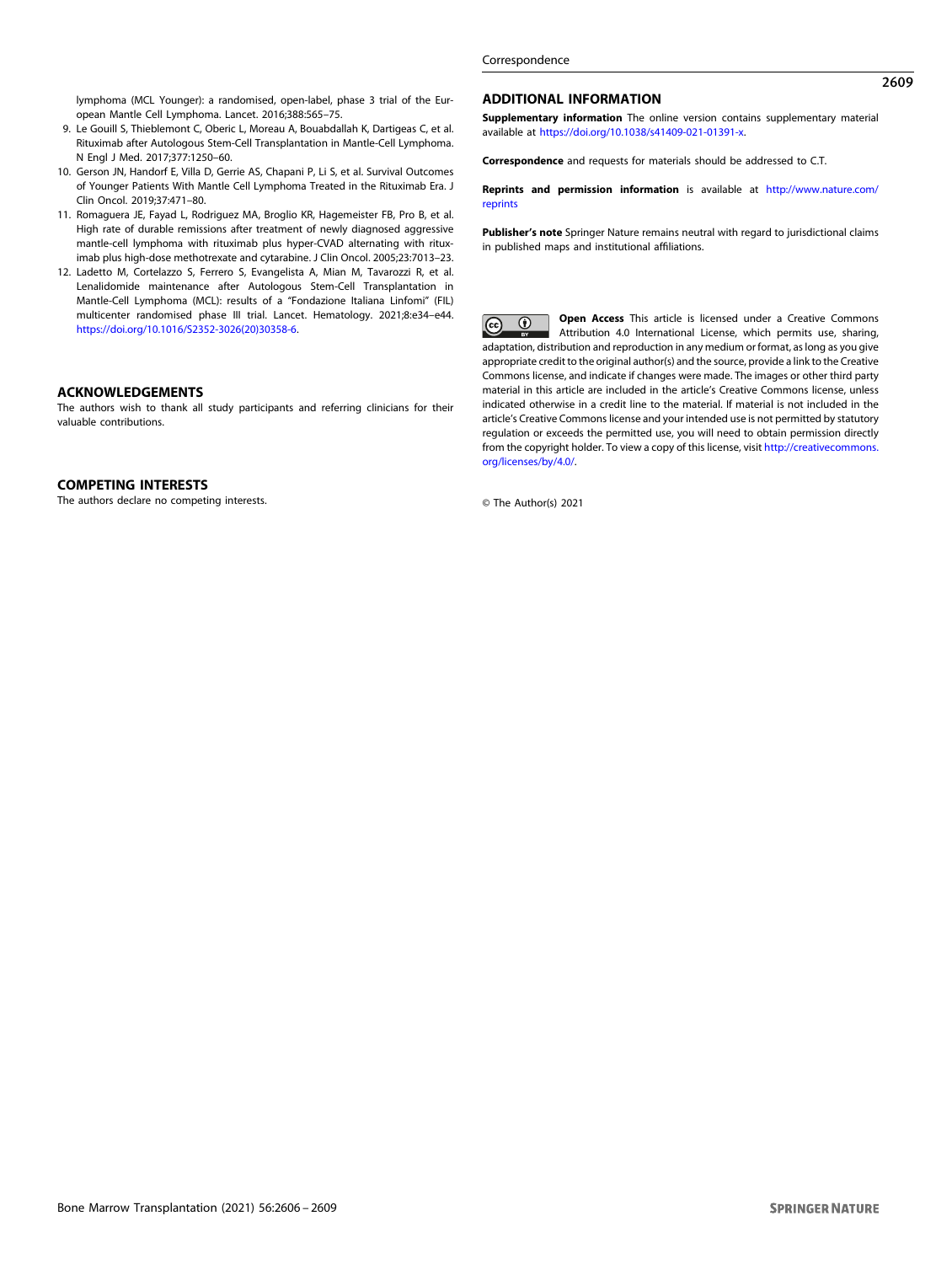lymphoma (MCL Younger): a randomised, open-label, phase 3 trial of the European Mantle Cell Lymphoma. Lancet. 2016;388:565–75.

9. Le Gouill S, Thieblemont C, Oberic L, Moreau A, Bouabdallah K, Dartigeas C, et al. Rituximab after Autologous Stem-Cell Transplantation in Mantle-Cell Lymphoma. N Engl J Med. 2017;377:1250–60.
10. Gerson JN, Handorf E, Villa D, Gerrie AS, Chapani P, Li S, et al. Survival Outcomes of Younger Patients With Mantle Cell Lymphoma Treated in the Rituximab Era. J Clin Oncol. 2019;37:471–80.
11. Romaguera JE, Fayad L, Rodriguez MA, Broglio KR, Hagemeister FB, Pro B, et al. High rate of durable remissions after treatment of newly diagnosed aggressive mantle-cell lymphoma with rituximab plus hyper-CVAD alternating with rituximab plus high-dose methotrexate and cytarabine. J Clin Oncol. 2005;23:7013–23.
12. Ladetto M, Cortelazzo S, Ferrero S, Evangelista A, Mian M, Tavarozzi R, et al. Lenalidomide maintenance after Autologous Stem-Cell Transplantation in Mantle-Cell Lymphoma (MCL): results of a "Fondazione Italiana Linfomi" (FIL) multicenter randomised phase III trial. Lancet. Hematology. 2021;8:e34–e44. https://doi.org/10.1016/S2352-3026(20)30358-6.

## ACKNOWLEDGEMENTS

The authors wish to thank all study participants and referring clinicians for their valuable contributions.

## COMPETING INTERESTS

The authors declare no competing interests.

## ADDITIONAL INFORMATION

**Supplementary information** The online version contains supplementary material available at https://doi.org/10.1038/s41409-021-01391-x.

**Correspondence** and requests for materials should be addressed to C.T.

**Reprints and permission information** is available at http://www.nature.com/reprints

**Publisher's note** Springer Nature remains neutral with regard to jurisdictional claims in published maps and institutional affiliations.

**Open Access** This article is licensed under a Creative Commons Attribution 4.0 International License, which permits use, sharing, adaptation, distribution and reproduction in any medium or format, as long as you give appropriate credit to the original author(s) and the source, provide a link to the Creative Commons license, and indicate if changes were made. The images or other third party material in this article are included in the article's Creative Commons license, unless indicated otherwise in a credit line to the material. If material is not included in the article's Creative Commons license and your intended use is not permitted by statutory regulation or exceeds the permitted use, you will need to obtain permission directly from the copyright holder. To view a copy of this license, visit http://creativecommons.org/licenses/by/4.0/.

© The Author(s) 2021